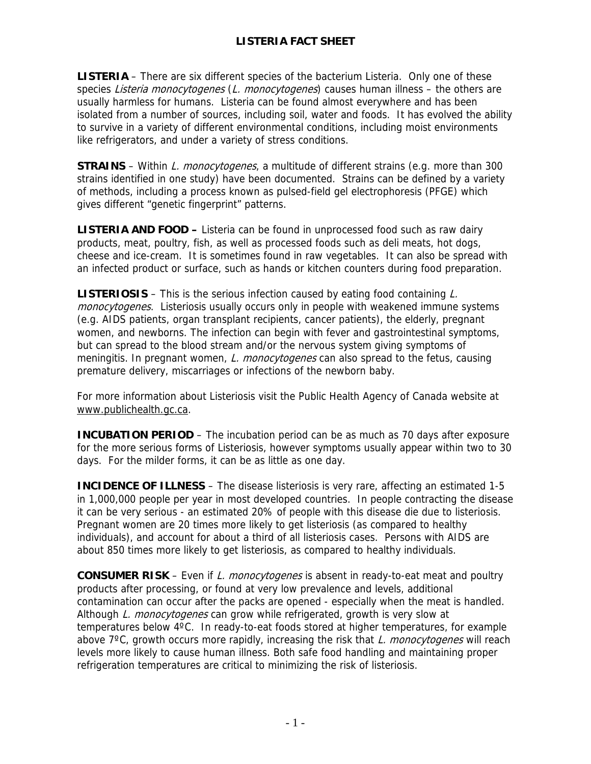# LISTERIA FACT SHEET

**LISTERIA** – There are six different species of the bacterium Listeria. Only one of these species *Listeria monocytogenes* (*L. monocytogenes*) causes human illness – the others are usually harmless for humans. Listeria can be found almost everywhere and has been isolated from a number of sources, including soil, water and foods. It has evolved the ability to survive in a variety of different environmental conditions, including moist environments like refrigerators, and under a variety of stress conditions.

**STRAINS** – Within *L. monocytogenes*, a multitude of different strains (e.g. more than 300 strains identified in one study) have been documented. Strains can be defined by a variety of methods, including a process known as pulsed-field gel electrophoresis (PFGE) which gives different "genetic fingerprint" patterns.

**LISTERIA AND FOOD –** Listeria can be found in unprocessed food such as raw dairy products, meat, poultry, fish, as well as processed foods such as deli meats, hot dogs, cheese and ice-cream. It is sometimes found in raw vegetables. It can also be spread with an infected product or surface, such as hands or kitchen counters during food preparation.

**LISTERIOSIS** – This is the serious infection caused by eating food containing *L. monocytogenes*. Listeriosis usually occurs only in people with weakened immune systems (e.g. AIDS patients, organ transplant recipients, cancer patients), the elderly, pregnant women, and newborns. The infection can begin with fever and gastrointestinal symptoms, but can spread to the blood stream and/or the nervous system giving symptoms of meningitis. In pregnant women, *L. monocytogenes* can also spread to the fetus, causing premature delivery, miscarriages or infections of the newborn baby.

For more information about Listeriosis visit the Public Health Agency of Canada website at www.publichealth.gc.ca.

**INCUBATION PERIOD** – The incubation period can be as much as 70 days after exposure for the more serious forms of Listeriosis, however symptoms usually appear within two to 30 days. For the milder forms, it can be as little as one day.

**INCIDENCE OF ILLNESS** – The disease listeriosis is very rare, affecting an estimated 1-5 in 1,000,000 people per year in most developed countries. In people contracting the disease it can be very serious - an estimated 20% of people with this disease die due to listeriosis. Pregnant women are 20 times more likely to get listeriosis (as compared to healthy individuals), and account for about a third of all listeriosis cases. Persons with AIDS are about 850 times more likely to get listeriosis, as compared to healthy individuals.

**CONSUMER RISK** – Even if *L. monocytogenes* is absent in ready-to-eat meat and poultry products after processing, or found at very low prevalence and levels, additional contamination can occur after the packs are opened - especially when the meat is handled. Although *L. monocytogenes* can grow while refrigerated, growth is very slow at temperatures below 4ºC. In ready-to-eat foods stored at higher temperatures, for example above 7ºC, growth occurs more rapidly, increasing the risk that *L. monocytogenes* will reach levels more likely to cause human illness. Both safe food handling and maintaining proper refrigeration temperatures are critical to minimizing the risk of listeriosis.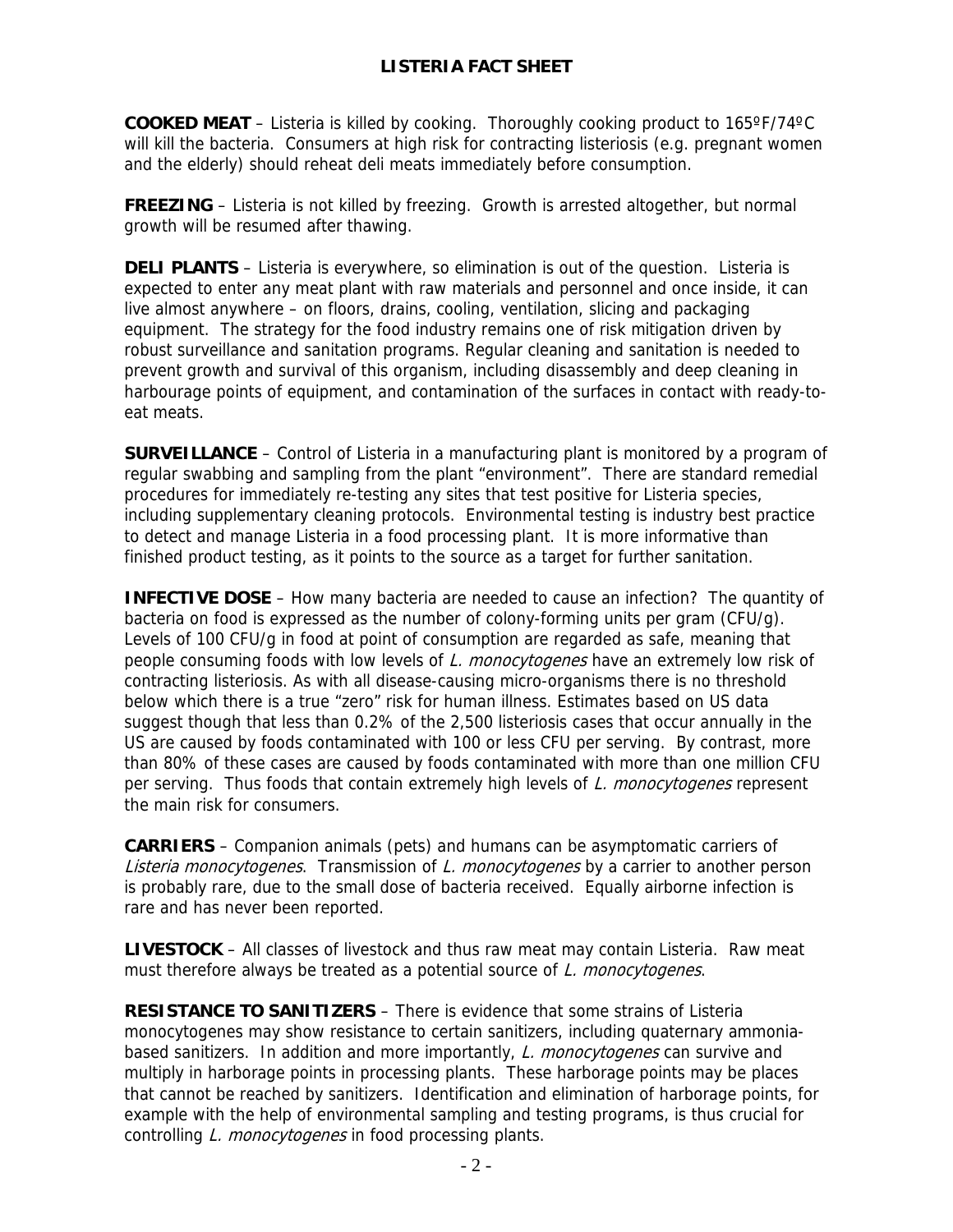## LISTERIA FACT SHEET

**COOKED MEAT** – Listeria is killed by cooking. Thoroughly cooking product to 165ºF/74ºC will kill the bacteria. Consumers at high risk for contracting listeriosis (e.g. pregnant women and the elderly) should reheat deli meats immediately before consumption.

**FREEZING** – Listeria is not killed by freezing. Growth is arrested altogether, but normal growth will be resumed after thawing.

**DELI PLANTS** – Listeria is everywhere, so elimination is out of the question. Listeria is expected to enter any meat plant with raw materials and personnel and once inside, it can live almost anywhere – on floors, drains, cooling, ventilation, slicing and packaging equipment. The strategy for the food industry remains one of risk mitigation driven by robust surveillance and sanitation programs. Regular cleaning and sanitation is needed to prevent growth and survival of this organism, including disassembly and deep cleaning in harbourage points of equipment, and contamination of the surfaces in contact with ready-to-eat meats.

**SURVEILLANCE** – Control of Listeria in a manufacturing plant is monitored by a program of regular swabbing and sampling from the plant "environment". There are standard remedial procedures for immediately re-testing any sites that test positive for Listeria species, including supplementary cleaning protocols. Environmental testing is industry best practice to detect and manage Listeria in a food processing plant. It is more informative than finished product testing, as it points to the source as a target for further sanitation.

**INFECTIVE DOSE** – How many bacteria are needed to cause an infection? The quantity of bacteria on food is expressed as the number of colony-forming units per gram (CFU/g). Levels of 100 CFU/g in food at point of consumption are regarded as safe, meaning that people consuming foods with low levels of *L. monocytogenes* have an extremely low risk of contracting listeriosis. As with all disease-causing micro-organisms there is no threshold below which there is a true "zero" risk for human illness. Estimates based on US data suggest though that less than 0.2% of the 2,500 listeriosis cases that occur annually in the US are caused by foods contaminated with 100 or less CFU per serving. By contrast, more than 80% of these cases are caused by foods contaminated with more than one million CFU per serving. Thus foods that contain extremely high levels of *L. monocytogenes* represent the main risk for consumers.

**CARRIERS** – Companion animals (pets) and humans can be asymptomatic carriers of *Listeria monocytogenes*. Transmission of *L. monocytogenes* by a carrier to another person is probably rare, due to the small dose of bacteria received. Equally airborne infection is rare and has never been reported.

**LIVESTOCK** – All classes of livestock and thus raw meat may contain Listeria. Raw meat must therefore always be treated as a potential source of *L. monocytogenes*.

**RESISTANCE TO SANITIZERS** – There is evidence that some strains of Listeria monocytogenes may show resistance to certain sanitizers, including quaternary ammonia-based sanitizers. In addition and more importantly, *L. monocytogenes* can survive and multiply in harborage points in processing plants. These harborage points may be places that cannot be reached by sanitizers. Identification and elimination of harborage points, for example with the help of environmental sampling and testing programs, is thus crucial for controlling *L. monocytogenes* in food processing plants.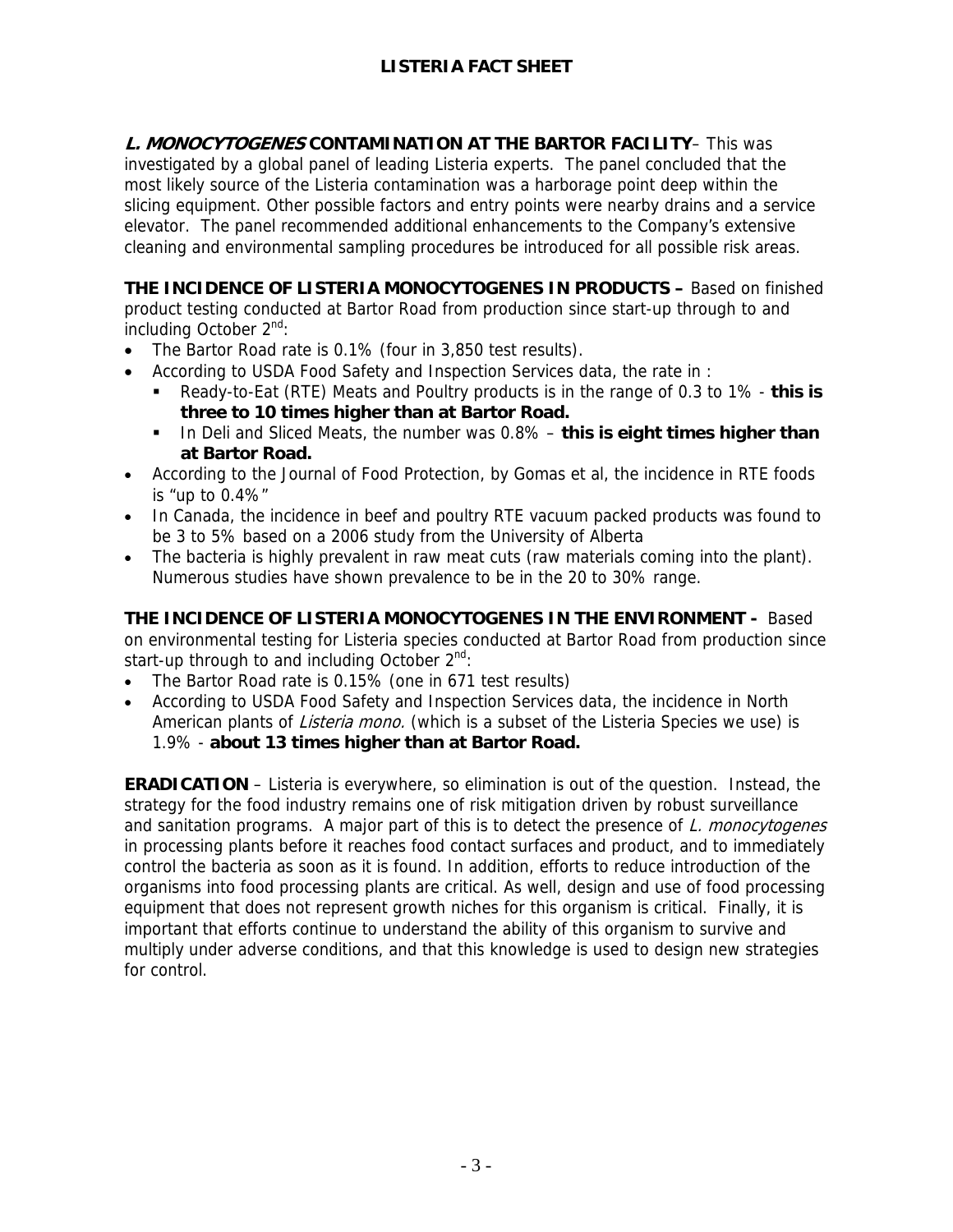# LISTERIA FACT SHEET

***L. MONOCYTOGENES* CONTAMINATION AT THE BARTOR FACILITY** – This was investigated by a global panel of leading Listeria experts. The panel concluded that the most likely source of the Listeria contamination was a harborage point deep within the slicing equipment. Other possible factors and entry points were nearby drains and a service elevator. The panel recommended additional enhancements to the Company's extensive cleaning and environmental sampling procedures be introduced for all possible risk areas.

**THE INCIDENCE OF LISTERIA MONOCYTOGENES IN PRODUCTS –** Based on finished product testing conducted at Bartor Road from production since start-up through to and including October 2nd:

- The Bartor Road rate is 0.1% (four in 3,850 test results).
- According to USDA Food Safety and Inspection Services data, the rate in :
  - Ready-to-Eat (RTE) Meats and Poultry products is in the range of 0.3 to 1% - **this is three to 10 times higher than at Bartor Road.**
  - In Deli and Sliced Meats, the number was 0.8% – **this is eight times higher than at Bartor Road.**
- According to the Journal of Food Protection, by Gomas et al, the incidence in RTE foods is "up to 0.4%"
- In Canada, the incidence in beef and poultry RTE vacuum packed products was found to be 3 to 5% based on a 2006 study from the University of Alberta
- The bacteria is highly prevalent in raw meat cuts (raw materials coming into the plant). Numerous studies have shown prevalence to be in the 20 to 30% range.

**THE INCIDENCE OF LISTERIA MONOCYTOGENES IN THE ENVIRONMENT -** Based on environmental testing for Listeria species conducted at Bartor Road from production since start-up through to and including October 2nd:

- The Bartor Road rate is 0.15% (one in 671 test results)
- According to USDA Food Safety and Inspection Services data, the incidence in North American plants of *Listeria mono.* (which is a subset of the Listeria Species we use) is 1.9% - **about 13 times higher than at Bartor Road.**

**ERADICATION** – Listeria is everywhere, so elimination is out of the question. Instead, the strategy for the food industry remains one of risk mitigation driven by robust surveillance and sanitation programs. A major part of this is to detect the presence of *L. monocytogenes* in processing plants before it reaches food contact surfaces and product, and to immediately control the bacteria as soon as it is found. In addition, efforts to reduce introduction of the organisms into food processing plants are critical. As well, design and use of food processing equipment that does not represent growth niches for this organism is critical. Finally, it is important that efforts continue to understand the ability of this organism to survive and multiply under adverse conditions, and that this knowledge is used to design new strategies for control.